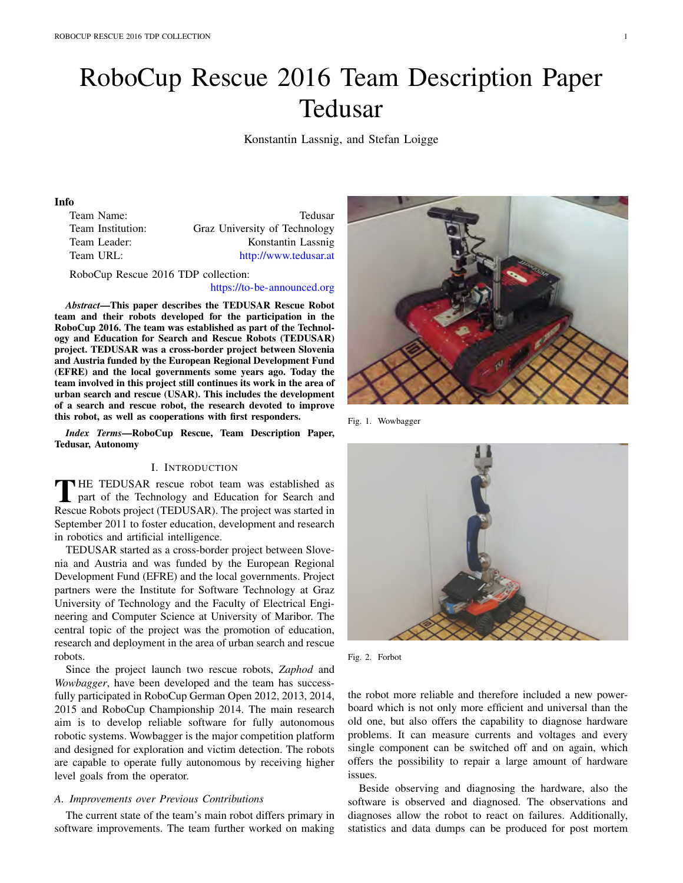# RoboCup Rescue 2016 Team Description Paper Tedusar

Konstantin Lassnig, and Stefan Loigge

**Info**

| | |
|---|---|
| Team Name: | Tedusar |
| Team Institution: | Graz University of Technology |
| Team Leader: | Konstantin Lassnig |
| Team URL: | http://www.tedusar.at |

RoboCup Rescue 2016 TDP collection:
https://to-be-announced.org

***Abstract*—This paper describes the TEDUSAR Rescue Robot team and their robots developed for the participation in the RoboCup 2016. The team was established as part of the Technology and Education for Search and Rescue Robots (TEDUSAR) project. TEDUSAR was a cross-border project between Slovenia and Austria funded by the European Regional Development Fund (EFRE) and the local governments some years ago. Today the team involved in this project still continues its work in the area of urban search and rescue (USAR). This includes the development of a search and rescue robot, the research devoted to improve this robot, as well as cooperations with first responders.**

***Index Terms*—RoboCup Rescue, Team Description Paper, Tedusar, Autonomy**

## I. Introduction

The TEDUSAR rescue robot team was established as part of the Technology and Education for Search and Rescue Robots project (TEDUSAR). The project was started in September 2011 to foster education, development and research in robotics and artificial intelligence.

TEDUSAR started as a cross-border project between Slovenia and Austria and was funded by the European Regional Development Fund (EFRE) and the local governments. Project partners were the Institute for Software Technology at Graz University of Technology and the Faculty of Electrical Engineering and Computer Science at University of Maribor. The central topic of the project was the promotion of education, research and deployment in the area of urban search and rescue robots.

Since the project launch two rescue robots, *Zaphod* and *Wowbagger*, have been developed and the team has successfully participated in RoboCup German Open 2012, 2013, 2014, 2015 and RoboCup Championship 2014. The main research aim is to develop reliable software for fully autonomous robotic systems. Wowbagger is the major competition platform and designed for exploration and victim detection. The robots are capable to operate fully autonomous by receiving higher level goals from the operator.

### *A. Improvements over Previous Contributions*

The current state of the team's main robot differs primary in software improvements. The team further worked on making the robot more reliable and therefore included a new powerboard which is not only more efficient and universal than the old one, but also offers the capability to diagnose hardware problems. It can measure currents and voltages and every single component can be switched off and on again, which offers the possibility to repair a large amount of hardware issues.

Fig. 1. Wowbagger

Fig. 2. Forbot

Beside observing and diagnosing the hardware, also the software is observed and diagnosed. The observations and diagnoses allow the robot to react on failures. Additionally, statistics and data dumps can be produced for post mortem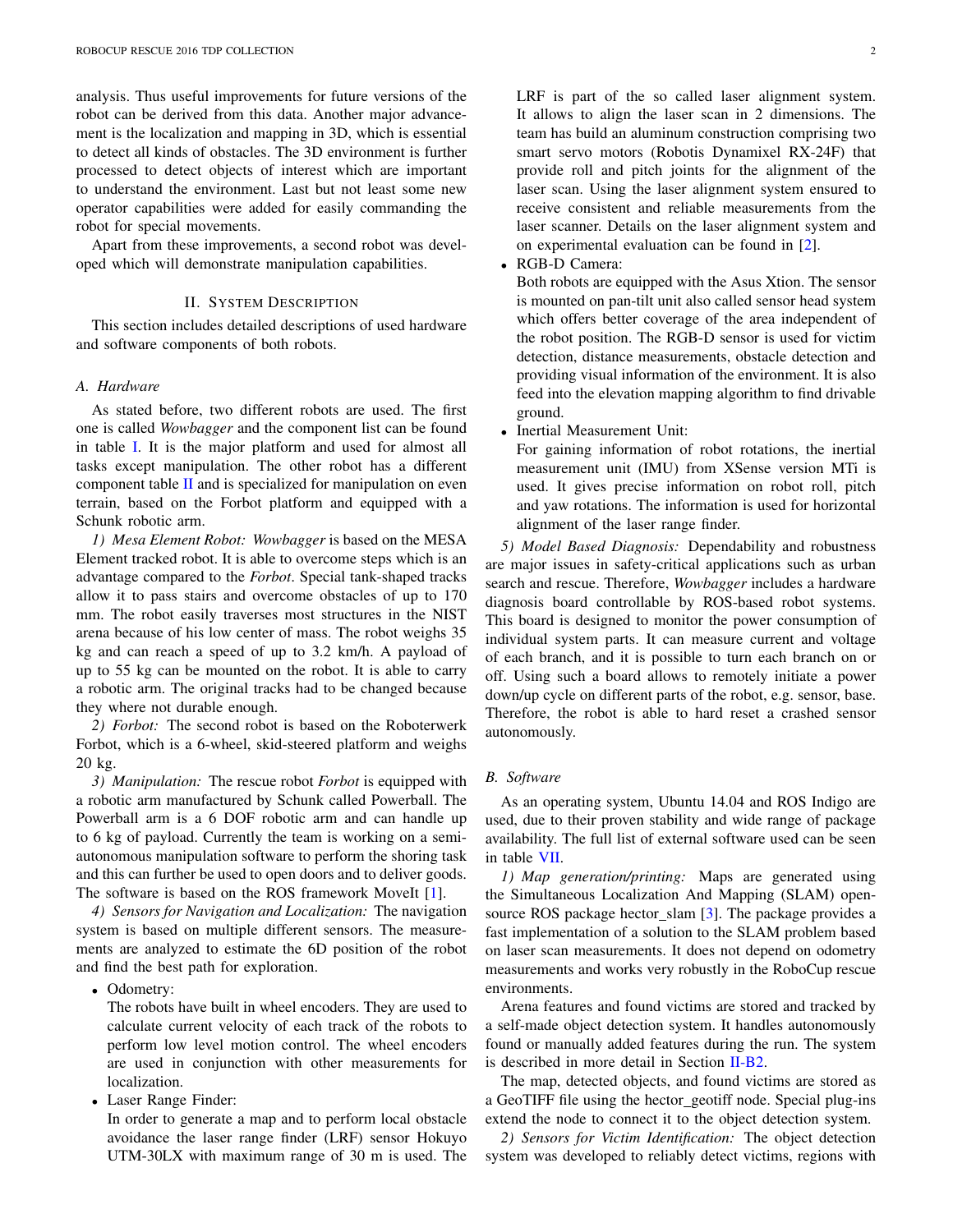analysis. Thus useful improvements for future versions of the robot can be derived from this data. Another major advancement is the localization and mapping in 3D, which is essential to detect all kinds of obstacles. The 3D environment is further processed to detect objects of interest which are important to understand the environment. Last but not least some new operator capabilities were added for easily commanding the robot for special movements.

Apart from these improvements, a second robot was developed which will demonstrate manipulation capabilities.

## II. System Description

This section includes detailed descriptions of used hardware and software components of both robots.

### A. Hardware

As stated before, two different robots are used. The first one is called *Wowbagger* and the component list can be found in table I. It is the major platform and used for almost all tasks except manipulation. The other robot has a different component table II and is specialized for manipulation on even terrain, based on the Forbot platform and equipped with a Schunk robotic arm.

*1) Mesa Element Robot:* *Wowbagger* is based on the MESA Element tracked robot. It is able to overcome steps which is an advantage compared to the *Forbot*. Special tank-shaped tracks allow it to pass stairs and overcome obstacles of up to 170 mm. The robot easily traverses most structures in the NIST arena because of his low center of mass. The robot weighs 35 kg and can reach a speed of up to 3.2 km/h. A payload of up to 55 kg can be mounted on the robot. It is able to carry a robotic arm. The original tracks had to be changed because they where not durable enough.

*2) Forbot:* The second robot is based on the Roboterwerk Forbot, which is a 6-wheel, skid-steered platform and weighs 20 kg.

*3) Manipulation:* The rescue robot *Forbot* is equipped with a robotic arm manufactured by Schunk called Powerball. The Powerball arm is a 6 DOF robotic arm and can handle up to 6 kg of payload. Currently the team is working on a semi-autonomous manipulation software to perform the shoring task and this can further be used to open doors and to deliver goods. The software is based on the ROS framework MoveIt [1].

*4) Sensors for Navigation and Localization:* The navigation system is based on multiple different sensors. The measurements are analyzed to estimate the 6D position of the robot and find the best path for exploration.

- Odometry:
  The robots have built in wheel encoders. They are used to calculate current velocity of each track of the robots to perform low level motion control. The wheel encoders are used in conjunction with other measurements for localization.
- Laser Range Finder:
  In order to generate a map and to perform local obstacle avoidance the laser range finder (LRF) sensor Hokuyo UTM-30LX with maximum range of 30 m is used. The LRF is part of the so called laser alignment system. It allows to align the laser scan in 2 dimensions. The team has build an aluminum construction comprising two smart servo motors (Robotis Dynamixel RX-24F) that provide roll and pitch joints for the alignment of the laser scan. Using the laser alignment system ensured to receive consistent and reliable measurements from the laser scanner. Details on the laser alignment system and on experimental evaluation can be found in [2].
- RGB-D Camera:
  Both robots are equipped with the Asus Xtion. The sensor is mounted on pan-tilt unit also called sensor head system which offers better coverage of the area independent of the robot position. The RGB-D sensor is used for victim detection, distance measurements, obstacle detection and providing visual information of the environment. It is also feed into the elevation mapping algorithm to find drivable ground.
- Inertial Measurement Unit:
  For gaining information of robot rotations, the inertial measurement unit (IMU) from XSense version MTi is used. It gives precise information on robot roll, pitch and yaw rotations. The information is used for horizontal alignment of the laser range finder.

*5) Model Based Diagnosis:* Dependability and robustness are major issues in safety-critical applications such as urban search and rescue. Therefore, *Wowbagger* includes a hardware diagnosis board controllable by ROS-based robot systems. This board is designed to monitor the power consumption of individual system parts. It can measure current and voltage of each branch, and it is possible to turn each branch on or off. Using such a board allows to remotely initiate a power down/up cycle on different parts of the robot, e.g. sensor, base. Therefore, the robot is able to hard reset a crashed sensor autonomously.

### B. Software

As an operating system, Ubuntu 14.04 and ROS Indigo are used, due to their proven stability and wide range of package availability. The full list of external software used can be seen in table VII.

*1) Map generation/printing:* Maps are generated using the Simultaneous Localization And Mapping (SLAM) open-source ROS package hector_slam [3]. The package provides a fast implementation of a solution to the SLAM problem based on laser scan measurements. It does not depend on odometry measurements and works very robustly in the RoboCup rescue environments.

Arena features and found victims are stored and tracked by a self-made object detection system. It handles autonomously found or manually added features during the run. The system is described in more detail in Section II-B2.

The map, detected objects, and found victims are stored as a GeoTIFF file using the hector_geotiff node. Special plug-ins extend the node to connect it to the object detection system.

*2) Sensors for Victim Identification:* The object detection system was developed to reliably detect victims, regions with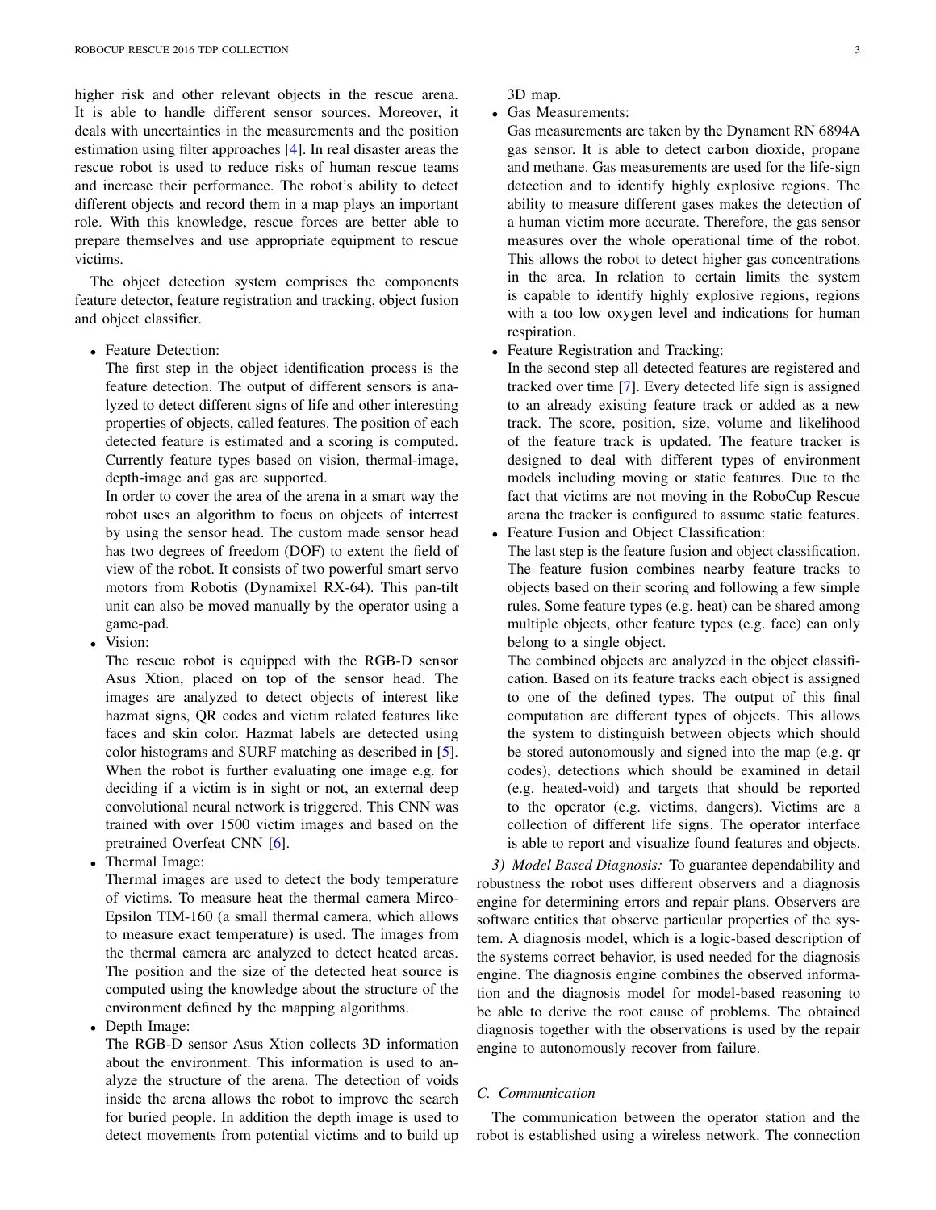higher risk and other relevant objects in the rescue arena. It is able to handle different sensor sources. Moreover, it deals with uncertainties in the measurements and the position estimation using filter approaches [4]. In real disaster areas the rescue robot is used to reduce risks of human rescue teams and increase their performance. The robot's ability to detect different objects and record them in a map plays an important role. With this knowledge, rescue forces are better able to prepare themselves and use appropriate equipment to rescue victims.

The object detection system comprises the components feature detector, feature registration and tracking, object fusion and object classifier.

- Feature Detection:
  The first step in the object identification process is the feature detection. The output of different sensors is analyzed to detect different signs of life and other interesting properties of objects, called features. The position of each detected feature is estimated and a scoring is computed. Currently feature types based on vision, thermal-image, depth-image and gas are supported.
  In order to cover the area of the arena in a smart way the robot uses an algorithm to focus on objects of interrest by using the sensor head. The custom made sensor head has two degrees of freedom (DOF) to extent the field of view of the robot. It consists of two powerful smart servo motors from Robotis (Dynamixel RX-64). This pan-tilt unit can also be moved manually by the operator using a game-pad.
- Vision:
  The rescue robot is equipped with the RGB-D sensor Asus Xtion, placed on top of the sensor head. The images are analyzed to detect objects of interest like hazmat signs, QR codes and victim related features like faces and skin color. Hazmat labels are detected using color histograms and SURF matching as described in [5]. When the robot is further evaluating one image e.g. for deciding if a victim is in sight or not, an external deep convolutional neural network is triggered. This CNN was trained with over 1500 victim images and based on the pretrained Overfeat CNN [6].
- Thermal Image:
  Thermal images are used to detect the body temperature of victims. To measure heat the thermal camera Mirco-Epsilon TIM-160 (a small thermal camera, which allows to measure exact temperature) is used. The images from the thermal camera are analyzed to detect heated areas. The position and the size of the detected heat source is computed using the knowledge about the structure of the environment defined by the mapping algorithms.
- Depth Image:
  The RGB-D sensor Asus Xtion collects 3D information about the environment. This information is used to analyze the structure of the arena. The detection of voids inside the arena allows the robot to improve the search for buried people. In addition the depth image is used to detect movements from potential victims and to build up 3D map.
- Gas Measurements:
  Gas measurements are taken by the Dynament RN 6894A gas sensor. It is able to detect carbon dioxide, propane and methane. Gas measurements are used for the life-sign detection and to identify highly explosive regions. The ability to measure different gases makes the detection of a human victim more accurate. Therefore, the gas sensor measures over the whole operational time of the robot. This allows the robot to detect higher gas concentrations in the area. In relation to certain limits the system is capable to identify highly explosive regions, regions with a too low oxygen level and indications for human respiration.
- Feature Registration and Tracking:
  In the second step all detected features are registered and tracked over time [7]. Every detected life sign is assigned to an already existing feature track or added as a new track. The score, position, size, volume and likelihood of the feature track is updated. The feature tracker is designed to deal with different types of environment models including moving or static features. Due to the fact that victims are not moving in the RoboCup Rescue arena the tracker is configured to assume static features.
- Feature Fusion and Object Classification:
  The last step is the feature fusion and object classification. The feature fusion combines nearby feature tracks to objects based on their scoring and following a few simple rules. Some feature types (e.g. heat) can be shared among multiple objects, other feature types (e.g. face) can only belong to a single object.
  The combined objects are analyzed in the object classification. Based on its feature tracks each object is assigned to one of the defined types. The output of this final computation are different types of objects. This allows the system to distinguish between objects which should be stored autonomously and signed into the map (e.g. qr codes), detections which should be examined in detail (e.g. heated-void) and targets that should be reported to the operator (e.g. victims, dangers). Victims are a collection of different life signs. The operator interface is able to report and visualize found features and objects.

*3) Model Based Diagnosis:* To guarantee dependability and robustness the robot uses different observers and a diagnosis engine for determining errors and repair plans. Observers are software entities that observe particular properties of the system. A diagnosis model, which is a logic-based description of the systems correct behavior, is used needed for the diagnosis engine. The diagnosis engine combines the observed information and the diagnosis model for model-based reasoning to be able to derive the root cause of problems. The obtained diagnosis together with the observations is used by the repair engine to autonomously recover from failure.

### C. Communication

The communication between the operator station and the robot is established using a wireless network. The connection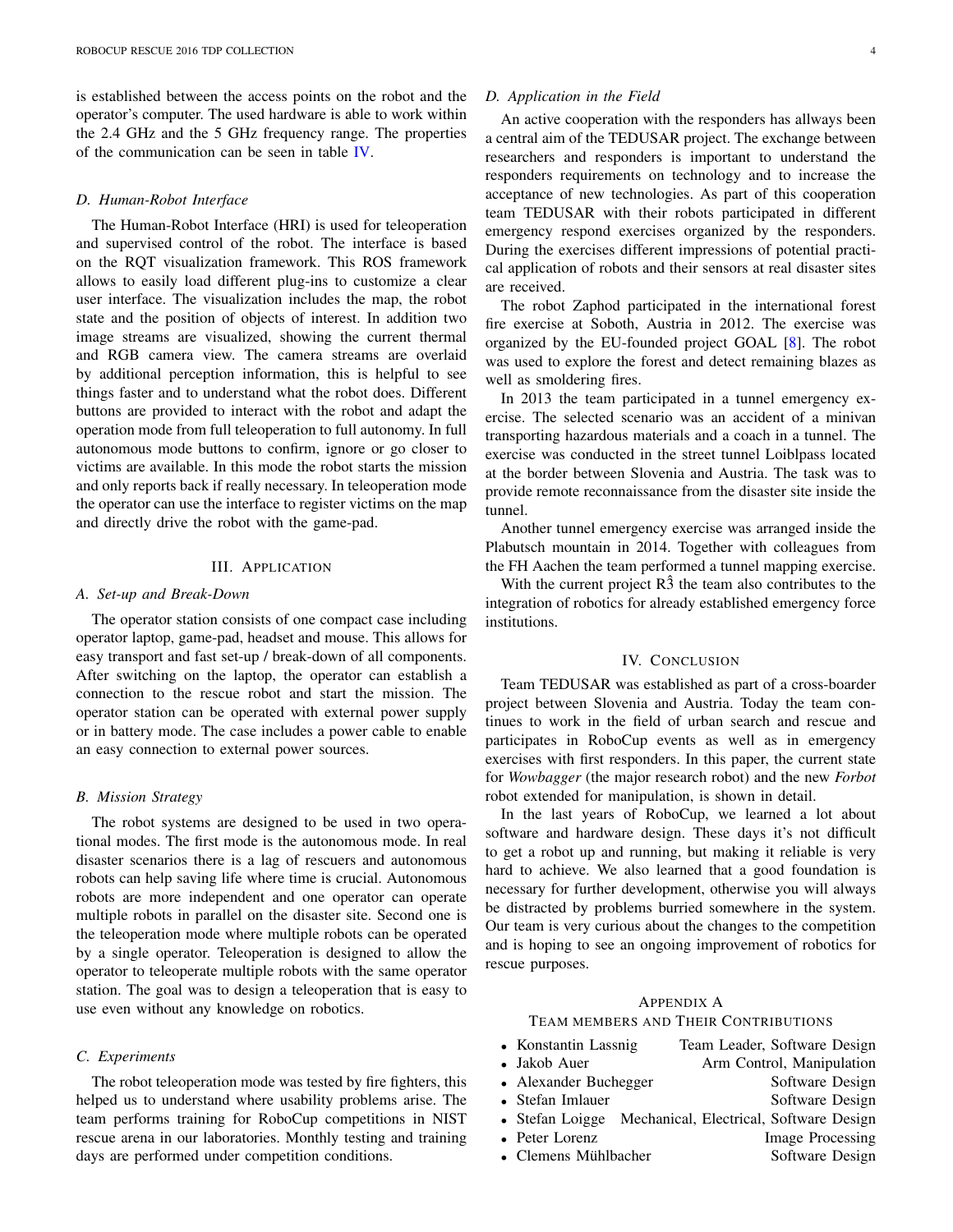is established between the access points on the robot and the operator's computer. The used hardware is able to work within the 2.4 GHz and the 5 GHz frequency range. The properties of the communication can be seen in table IV.

### D. Human-Robot Interface

The Human-Robot Interface (HRI) is used for teleoperation and supervised control of the robot. The interface is based on the RQT visualization framework. This ROS framework allows to easily load different plug-ins to customize a clear user interface. The visualization includes the map, the robot state and the position of objects of interest. In addition two image streams are visualized, showing the current thermal and RGB camera view. The camera streams are overlaid by additional perception information, this is helpful to see things faster and to understand what the robot does. Different buttons are provided to interact with the robot and adapt the operation mode from full teleoperation to full autonomy. In full autonomous mode buttons to confirm, ignore or go closer to victims are available. In this mode the robot starts the mission and only reports back if really necessary. In teleoperation mode the operator can use the interface to register victims on the map and directly drive the robot with the game-pad.

## III. Application

### A. Set-up and Break-Down

The operator station consists of one compact case including operator laptop, game-pad, headset and mouse. This allows for easy transport and fast set-up / break-down of all components. After switching on the laptop, the operator can establish a connection to the rescue robot and start the mission. The operator station can be operated with external power supply or in battery mode. The case includes a power cable to enable an easy connection to external power sources.

### B. Mission Strategy

The robot systems are designed to be used in two operational modes. The first mode is the autonomous mode. In real disaster scenarios there is a lag of rescuers and autonomous robots can help saving life where time is crucial. Autonomous robots are more independent and one operator can operate multiple robots in parallel on the disaster site. Second one is the teleoperation mode where multiple robots can be operated by a single operator. Teleoperation is designed to allow the operator to teleoperate multiple robots with the same operator station. The goal was to design a teleoperation that is easy to use even without any knowledge on robotics.

### C. Experiments

The robot teleoperation mode was tested by fire fighters, this helped us to understand where usability problems arise. The team performs training for RoboCup competitions in NIST rescue arena in our laboratories. Monthly testing and training days are performed under competition conditions.

### D. Application in the Field

An active cooperation with the responders has allways been a central aim of the TEDUSAR project. The exchange between researchers and responders is important to understand the responders requirements on technology and to increase the acceptance of new technologies. As part of this cooperation team TEDUSAR with their robots participated in different emergency respond exercises organized by the responders. During the exercises different impressions of potential practical application of robots and their sensors at real disaster sites are received.

The robot Zaphod participated in the international forest fire exercise at Soboth, Austria in 2012. The exercise was organized by the EU-founded project GOAL [8]. The robot was used to explore the forest and detect remaining blazes as well as smoldering fires.

In 2013 the team participated in a tunnel emergency exercise. The selected scenario was an accident of a minivan transporting hazardous materials and a coach in a tunnel. The exercise was conducted in the street tunnel Loiblpass located at the border between Slovenia and Austria. The task was to provide remote reconnaissance from the disaster site inside the tunnel.

Another tunnel emergency exercise was arranged inside the Plabutsch mountain in 2014. Together with colleagues from the FH Aachen the team performed a tunnel mapping exercise.

With the current project $R\hat{3}$ the team also contributes to the integration of robotics for already established emergency force institutions.

## IV. Conclusion

Team TEDUSAR was established as part of a cross-boarder project between Slovenia and Austria. Today the team continues to work in the field of urban search and rescue and participates in RoboCup events as well as in emergency exercises with first responders. In this paper, the current state for *Wowbagger* (the major research robot) and the new *Forbot* robot extended for manipulation, is shown in detail.

In the last years of RoboCup, we learned a lot about software and hardware design. These days it's not difficult to get a robot up and running, but making it reliable is very hard to achieve. We also learned that a good foundation is necessary for further development, otherwise you will always be distracted by problems burried somewhere in the system. Our team is very curious about the changes to the competition and is hoping to see an ongoing improvement of robotics for rescue purposes.

## Appendix A
## Team members and Their Contributions

- Konstantin Lassnig — Team Leader, Software Design
- Jakob Auer — Arm Control, Manipulation
- Alexander Buchegger — Software Design
- Stefan Imlauer — Software Design
- Stefan Loigge — Mechanical, Electrical, Software Design
- Peter Lorenz — Image Processing
- Clemens Mühlbacher — Software Design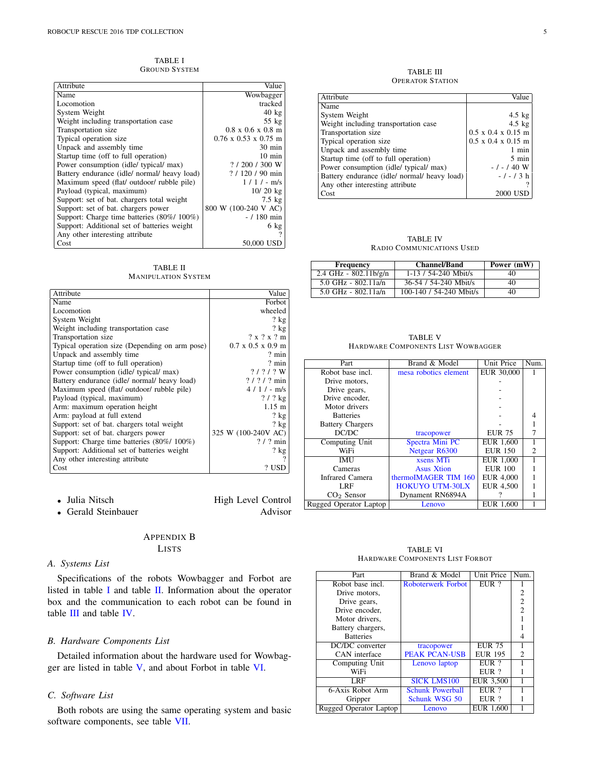TABLE I
GROUND SYSTEM

| Attribute | Value |
|---|---|
| Name | Wowbagger |
| Locomotion | tracked |
| System Weight | 40 kg |
| Weight including transportation case | 55 kg |
| Transportation size | 0.8 x 0.6 x 0.8 m |
| Typical operation size | 0.76 x 0.53 x 0.75 m |
| Unpack and assembly time | 30 min |
| Startup time (off to full operation) | 10 min |
| Power consumption (idle/ typical/ max) | ? / 200 / 300 W |
| Battery endurance (idle/ normal/ heavy load) | ? / 120 / 90 min |
| Maximum speed (flat/ outdoor/ rubble pile) | 1 / 1 / - m/s |
| Payload (typical, maximum) | 10/ 20 kg |
| Support: set of bat. chargers total weight | 7.5 kg |
| Support: set of bat. chargers power | 800 W (100-240 V AC) |
| Support: Charge time batteries (80%/ 100%) | - / 180 min |
| Support: Additional set of batteries weight | 6 kg |
| Any other interesting attribute | ? |
| Cost | 50,000 USD |

TABLE II
MANIPULATION SYSTEM

| Attribute | Value |
|---|---|
| Name | Forbot |
| Locomotion | wheeled |
| System Weight | ? kg |
| Weight including transportation case | ? kg |
| Transportation size | ? x ? x ? m |
| Typical operation size (Depending on arm pose) | 0.7 x 0.5 x 0.9 m |
| Unpack and assembly time | ? min |
| Startup time (off to full operation) | ? min |
| Power consumption (idle/ typical/ max) | ? / ? / ? W |
| Battery endurance (idle/ normal/ heavy load) | ? / ? / ? min |
| Maximum speed (flat/ outdoor/ rubble pile) | 4 / 1 / - m/s |
| Payload (typical, maximum) | ? / ? kg |
| Arm: maximum operation height | 1.15 m |
| Arm: payload at full extend | ? kg |
| Support: set of bat. chargers total weight | ? kg |
| Support: set of bat. chargers power | 325 W (100-240V AC) |
| Support: Charge time batteries (80%/ 100%) | ? / ? min |
| Support: Additional set of batteries weight | ? kg |
| Any other interesting attribute | ? |
| Cost | ? USD |

- Julia Nitsch — High Level Control
- Gerald Steinbauer — Advisor

# APPENDIX B
# LISTS

## A. Systems List

Specifications of the robots Wowbagger and Forbot are listed in table I and table II. Information about the operator box and the communication to each robot can be found in table III and table IV.

## B. Hardware Components List

Detailed information about the hardware used for Wowbagger are listed in table V, and about Forbot in table VI.

## C. Software List

Both robots are using the same operating system and basic software components, see table VII.

TABLE III
OPERATOR STATION

| Attribute | Value |
|---|---|
| Name | |
| System Weight | 4.5 kg |
| Weight including transportation case | 4.5 kg |
| Transportation size | 0.5 x 0.4 x 0.15 m |
| Typical operation size | 0.5 x 0.4 x 0.15 m |
| Unpack and assembly time | 1 min |
| Startup time (off to full operation) | 5 min |
| Power consumption (idle/ typical/ max) | - / - / 40 W |
| Battery endurance (idle/ normal/ heavy load) | - / - / 3 h |
| Any other interesting attribute | ? |
| Cost | 2000 USD |

TABLE IV
RADIO COMMUNICATIONS USED

| **Frequency** | **Channel/Band** | **Power (mW)** |
|---|---|---|
| 2.4 GHz - 802.11b/g/n | 1-13 / 54-240 Mbit/s | 40 |
| 5.0 GHz - 802.11a/n | 36-54 / 54-240 Mbit/s | 40 |
| 5.0 GHz - 802.11a/n | 100-140 / 54-240 Mbit/s | 40 |

TABLE V
HARDWARE COMPONENTS LIST WOWBAGGER

| Part | Brand & Model | Unit Price | Num. |
|---|---|---|---|
| Robot base incl. | mesa robotics element | EUR 30,000 | 1 |
| Drive motors, | | - | |
| Drive gears, | | - | |
| Drive encoder, | | - | |
| Motor drivers | | - | |
| Batteries | | - | 4 |
| Battery Chargers | | - | 1 |
| DC/DC | tracopower | EUR 75 | 7 |
| Computing Unit | Spectra Mini PC | EUR 1,600 | 1 |
| WiFi | Netgear R6300 | EUR 150 | 2 |
| IMU | xsens MTi | EUR 1,000 | 1 |
| Cameras | Asus Xtion | EUR 100 | 1 |
| Infrared Camera | thermoIMAGER TIM 160 | EUR 4,000 | 1 |
| LRF | HOKUYO UTM-30LX | EUR 4,500 | 1 |
| $CO_2$ Sensor | Dynament RN6894A | ? | 1 |
| Rugged Operator Laptop | Lenovo | EUR 1,600 | 1 |

TABLE VI
HARDWARE COMPONENTS LIST FORBOT

| Part | Brand & Model | Unit Price | Num. |
|---|---|---|---|
| Robot base incl. | Roboterwerk Forbot | EUR ? | 1 |
| Drive motors, | | | 2 |
| Drive gears, | | | 2 |
| Drive encoder, | | | 2 |
| Motor drivers, | | | 1 |
| Battery chargers, | | | 1 |
| Batteries | | | 4 |
| DC/DC converter | tracopower | EUR 75 | 1 |
| CAN interface | PEAK PCAN-USB | EUR 195 | 2 |
| Computing Unit | Lenovo laptop | EUR ? | 1 |
| WiFi | | EUR ? | 1 |
| LRF | SICK LMS100 | EUR 3,500 | 1 |
| 6-Axis Robot Arm | Schunk Powerball | EUR ? | 1 |
| Gripper | Schunk WSG 50 | EUR ? | 1 |
| Rugged Operator Laptop | Lenovo | EUR 1,600 | 1 |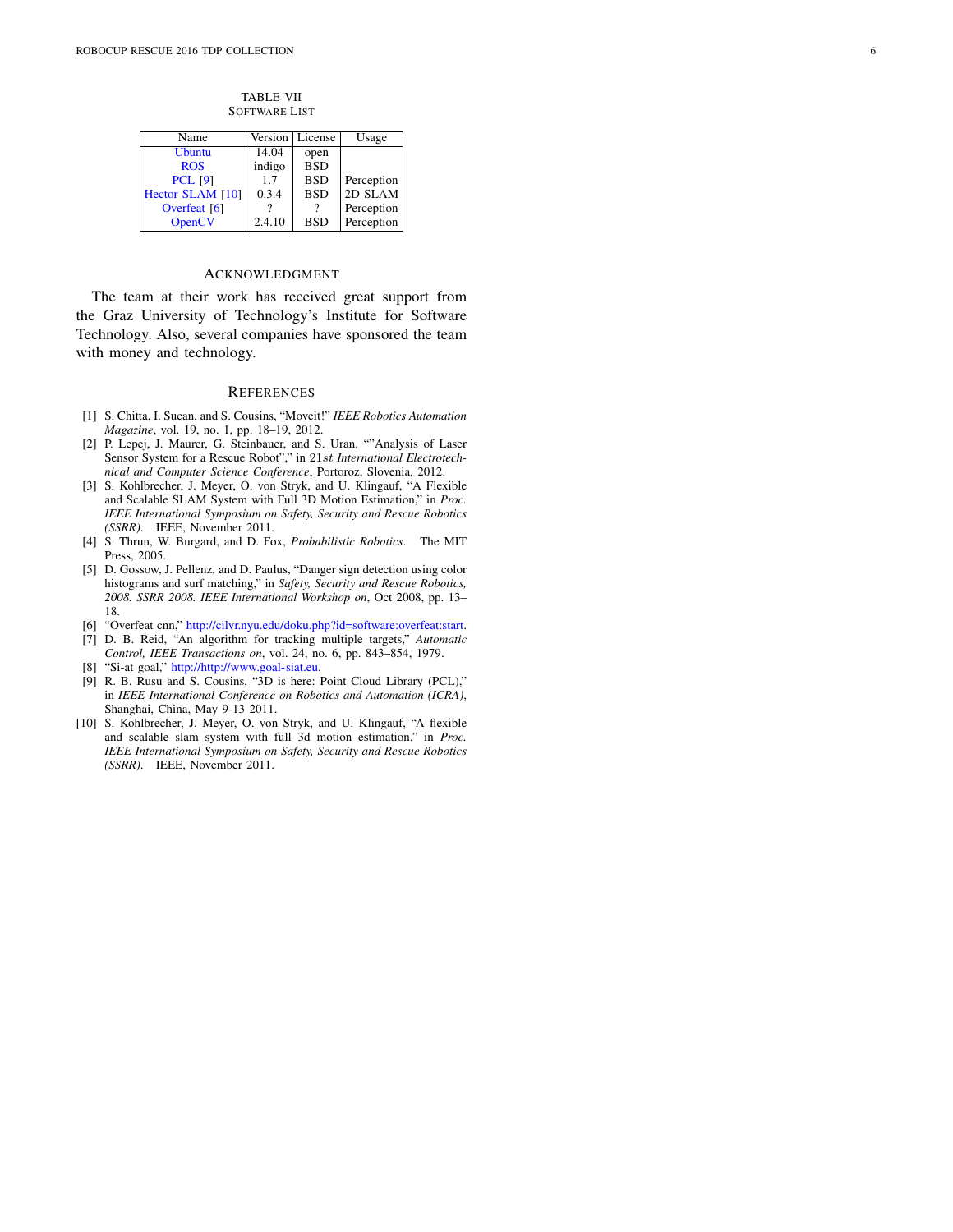TABLE VII
SOFTWARE LIST

| Name | Version | License | Usage |
| --- | --- | --- | --- |
| Ubuntu | 14.04 | open | |
| ROS | indigo | BSD | |
| PCL [9] | 1.7 | BSD | Perception |
| Hector SLAM [10] | 0.3.4 | BSD | 2D SLAM |
| Overfeat [6] | ? | ? | Perception |
| OpenCV | 2.4.10 | BSD | Perception |

## ACKNOWLEDGMENT

The team at their work has received great support from the Graz University of Technology's Institute for Software Technology. Also, several companies have sponsored the team with money and technology.

## REFERENCES

[1] S. Chitta, I. Sucan, and S. Cousins, "Moveit!" *IEEE Robotics Automation Magazine*, vol. 19, no. 1, pp. 18–19, 2012.

[2] P. Lepej, J. Maurer, G. Steinbauer, and S. Uran, ""Analysis of Laser Sensor System for a Rescue Robot"," in 21*st International Electrotechnical and Computer Science Conference*, Portoroz, Slovenia, 2012.

[3] S. Kohlbrecher, J. Meyer, O. von Stryk, and U. Klingauf, "A Flexible and Scalable SLAM System with Full 3D Motion Estimation," in *Proc. IEEE International Symposium on Safety, Security and Rescue Robotics (SSRR)*. IEEE, November 2011.

[4] S. Thrun, W. Burgard, and D. Fox, *Probabilistic Robotics*. The MIT Press, 2005.

[5] D. Gossow, J. Pellenz, and D. Paulus, "Danger sign detection using color histograms and surf matching," in *Safety, Security and Rescue Robotics, 2008. SSRR 2008. IEEE International Workshop on*, Oct 2008, pp. 13–18.

[6] "Overfeat cnn," http://cilvr.nyu.edu/doku.php?id=software:overfeat:start.

[7] D. B. Reid, "An algorithm for tracking multiple targets," *Automatic Control, IEEE Transactions on*, vol. 24, no. 6, pp. 843–854, 1979.

[8] "Si-at goal," http://http://www.goal-siat.eu.

[9] R. B. Rusu and S. Cousins, "3D is here: Point Cloud Library (PCL)," in *IEEE International Conference on Robotics and Automation (ICRA)*, Shanghai, China, May 9-13 2011.

[10] S. Kohlbrecher, J. Meyer, O. von Stryk, and U. Klingauf, "A flexible and scalable slam system with full 3d motion estimation," in *Proc. IEEE International Symposium on Safety, Security and Rescue Robotics (SSRR)*. IEEE, November 2011.